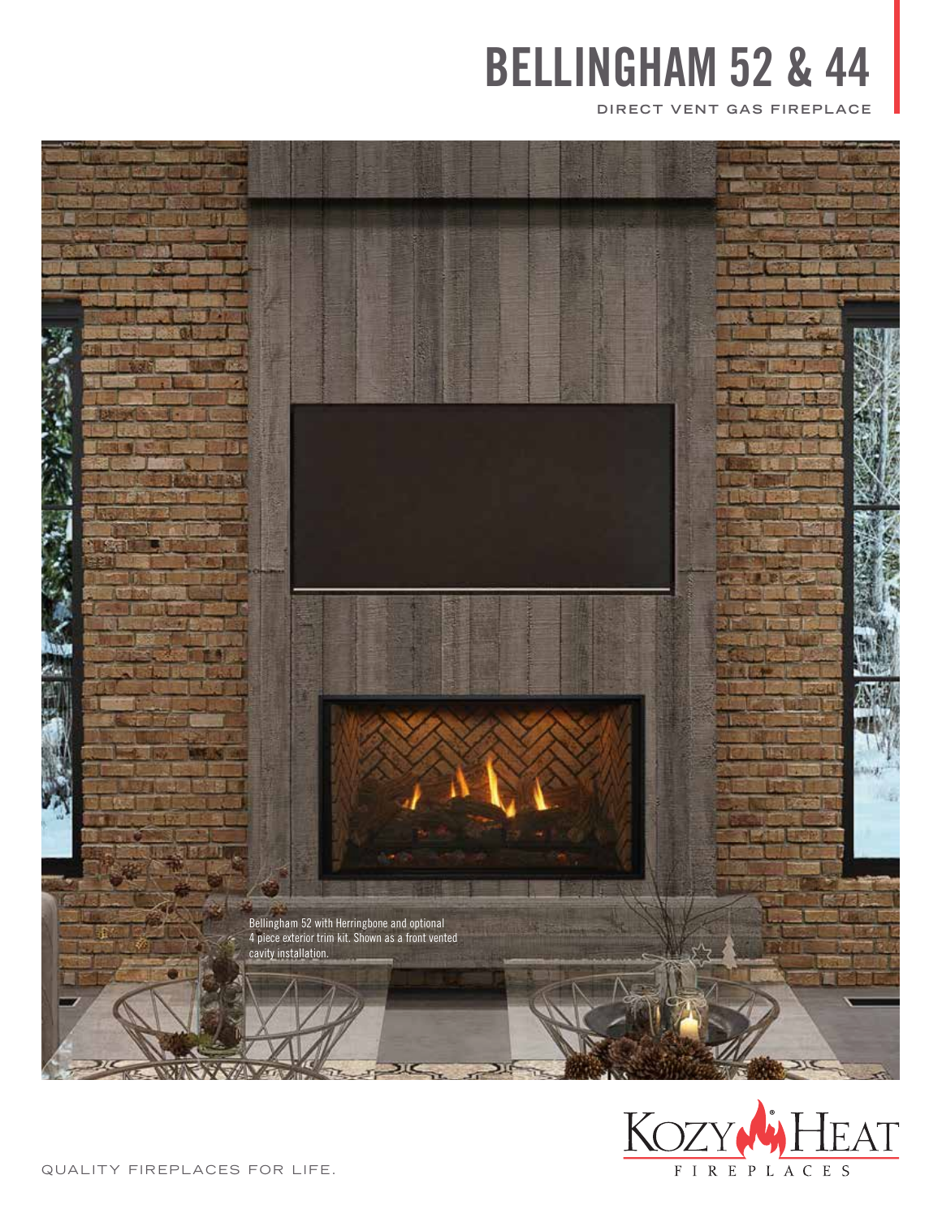# BELLINGHAM 52 & 44

DIRECT VENT GAS FIREPLACE

Bellingham 52 with Herringbone and optional 4 piece exterior trim kit. Shown as a front vented cavity installation.

KOZY HEAT FIREPLACES

QUALITY FIREPLACES FOR LIFE.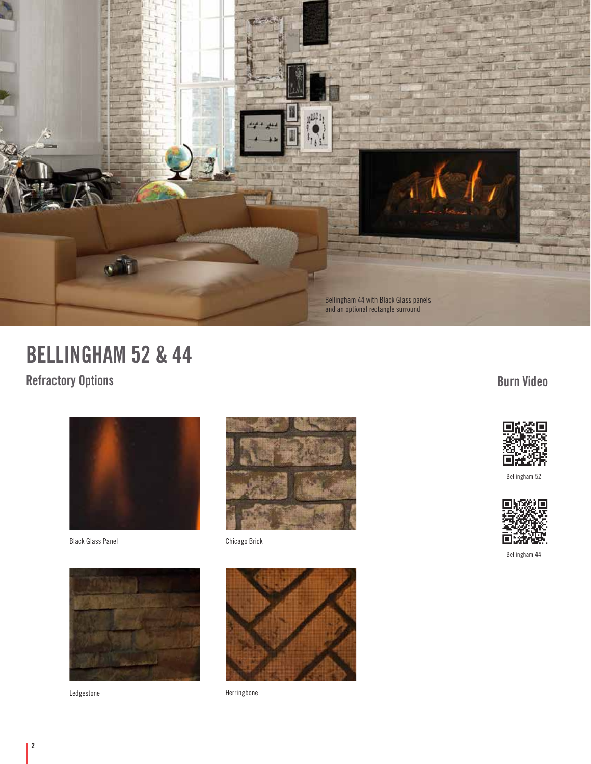Bellingham 44 with Black Glass panels and an optional rectangle surround

# BELLINGHAM 52 & 44

## Refractory Options

Black Glass Panel

Chicago Brick

Ledgestone

Herringbone

## Burn Video

Bellingham 52

Bellingham 44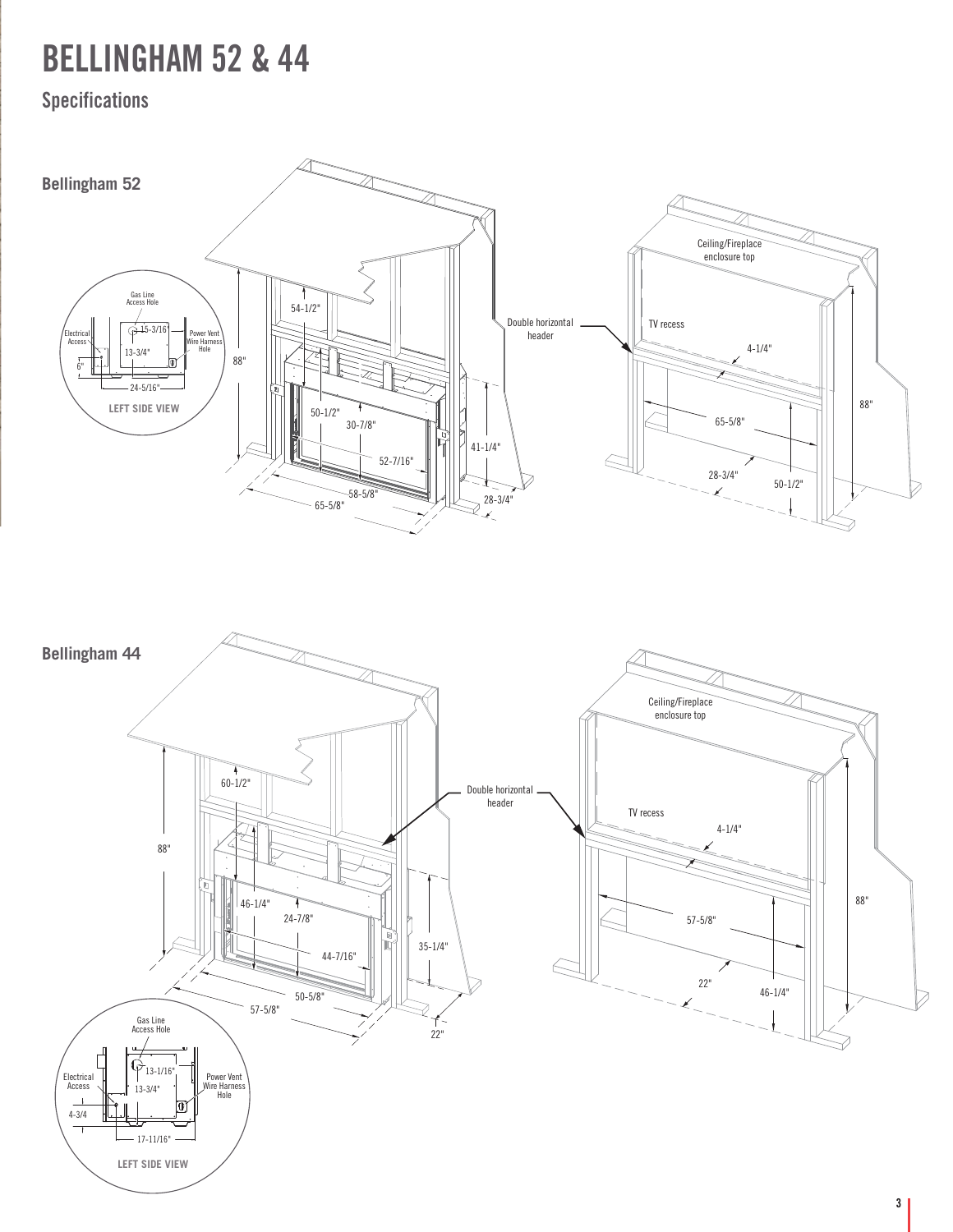# BELLINGHAM 52 & 44

## Specifications

### Bellingham 52

Gas Line Access Hole

Electrical Access

Power Vent Wire Harness Hole

15-3/16"

13-3/4"

6"

24-5/16"

LEFT SIDE VIEW

54-1/2"

88"

50-1/2"

30-7/8"

52-7/16"

41-1/4"

58-5/8"

65-5/8"

28-3/4"

Double horizontal header

Ceiling/Fireplace enclosure top

TV recess

4-1/4"

65-5/8"

88"

28-3/4"

50-1/2"

### Bellingham 44

60-1/2"

88"

46-1/4"

24-7/8"

44-7/16"

35-1/4"

50-5/8"

57-5/8"

22"

Double horizontal header

Ceiling/Fireplace enclosure top

TV recess

4-1/4"

57-5/8"

88"

22"

46-1/4"

Gas Line Access Hole

Electrical Access

Power Vent Wire Harness Hole

13-1/16"

13-3/4"

4-3/4

17-11/16"

LEFT SIDE VIEW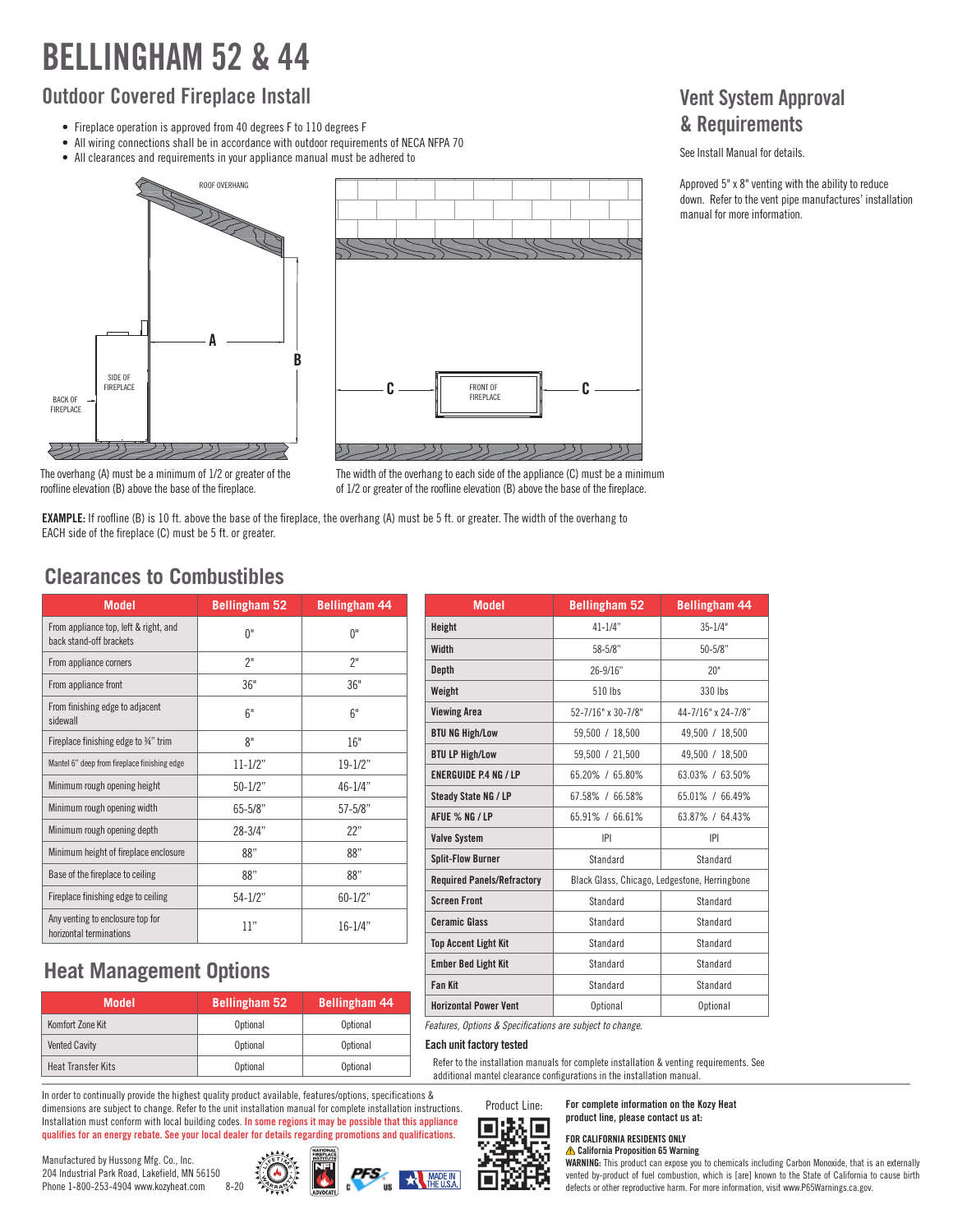# BELLINGHAM 52 & 44

## Outdoor Covered Fireplace Install

- Fireplace operation is approved from 40 degrees F to 110 degrees F
- All wiring connections shall be in accordance with outdoor requirements of NECA NFPA 70
- All clearances and requirements in your appliance manual must be adhered to

ROOF OVERHANG

A

B

SIDE OF FIREPLACE

BACK OF FIREPLACE

C

FRONT OF FIREPLACE

C

The overhang (A) must be a minimum of 1/2 or greater of the roofline elevation (B) above the base of the fireplace.

The width of the overhang to each side of the appliance (C) must be a minimum of 1/2 or greater of the roofline elevation (B) above the base of the fireplace.

**EXAMPLE:** If roofline (B) is 10 ft. above the base of the fireplace, the overhang (A) must be 5 ft. or greater. The width of the overhang to EACH side of the fireplace (C) must be 5 ft. or greater.

## Vent System Approval & Requirements

See Install Manual for details.

Approved 5" x 8" venting with the ability to reduce down. Refer to the vent pipe manufactures' installation manual for more information.

## Clearances to Combustibles

| Model | Bellingham 52 | Bellingham 44 |
|---|---|---|
| From appliance top, left & right, and back stand-off brackets | 0" | 0" |
| From appliance corners | 2" | 2" |
| From appliance front | 36" | 36" |
| From finishing edge to adjacent sidewall | 6" | 6" |
| Fireplace finishing edge to ¾" trim | 8" | 16" |
| Mantel 6" deep from fireplace finishing edge | 11-1/2" | 19-1/2" |
| Minimum rough opening height | 50-1/2" | 46-1/4" |
| Minimum rough opening width | 65-5/8" | 57-5/8" |
| Minimum rough opening depth | 28-3/4" | 22" |
| Minimum height of fireplace enclosure | 88" | 88" |
| Base of the fireplace to ceiling | 88" | 88" |
| Fireplace finishing edge to ceiling | 54-1/2" | 60-1/2" |
| Any venting to enclosure top for horizontal terminations | 11" | 16-1/4" |

## Heat Management Options

| Model | Bellingham 52 | Bellingham 44 |
|---|---|---|
| Komfort Zone Kit | Optional | Optional |
| Vented Cavity | Optional | Optional |
| Heat Transfer Kits | Optional | Optional |

| Model | Bellingham 52 | Bellingham 44 |
|---|---|---|
| Height | 41-1/4" | 35-1/4" |
| Width | 58-5/8" | 50-5/8" |
| Depth | 26-9/16" | 20" |
| Weight | 510 lbs | 330 lbs |
| Viewing Area | 52-7/16" x 30-7/8" | 44-7/16" x 24-7/8" |
| BTU NG High/Low | 59,500 / 18,500 | 49,500 / 18,500 |
| BTU LP High/Low | 59,500 / 21,500 | 49,500 / 18,500 |
| ENERGUIDE P.4 NG / LP | 65.20% / 65.80% | 63.03% / 63.50% |
| Steady State NG / LP | 67.58% / 66.58% | 65.01% / 66.49% |
| AFUE % NG / LP | 65.91% / 66.61% | 63.87% / 64.43% |
| Valve System | IPI | IPI |
| Split-Flow Burner | Standard | Standard |
| Required Panels/Refractory | Black Glass, Chicago, Ledgestone, Herringbone | |
| Screen Front | Standard | Standard |
| Ceramic Glass | Standard | Standard |
| Top Accent Light Kit | Standard | Standard |
| Ember Bed Light Kit | Standard | Standard |
| Fan Kit | Standard | Standard |
| Horizontal Power Vent | Optional | Optional |

*Features, Options & Specifications are subject to change.*

**Each unit factory tested**

Refer to the installation manuals for complete installation & venting requirements. See additional mantel clearance configurations in the installation manual.

In order to continually provide the highest quality product available, features/options, specifications & dimensions are subject to change. Refer to the unit installation manual for complete installation instructions. Installation must conform with local building codes. **In some regions it may be possible that this appliance qualifies for an energy rebate. See your local dealer for details regarding promotions and qualifications.**

Manufactured by Hussong Mfg. Co., Inc.
204 Industrial Park Road, Lakefield, MN 56150
Phone 1-800-253-4904 www.kozyheat.com 8-20

Product Line:

**For complete information on the Kozy Heat product line, please contact us at:**

**FOR CALIFORNIA RESIDENTS ONLY**
**⚠ California Proposition 65 Warning**
**WARNING:** This product can expose you to chemicals including Carbon Monoxide, that is an externally vented by-product of fuel combustion, which is [are] known to the State of California to cause birth defects or other reproductive harm. For more information, visit www.P65Warnings.ca.gov.